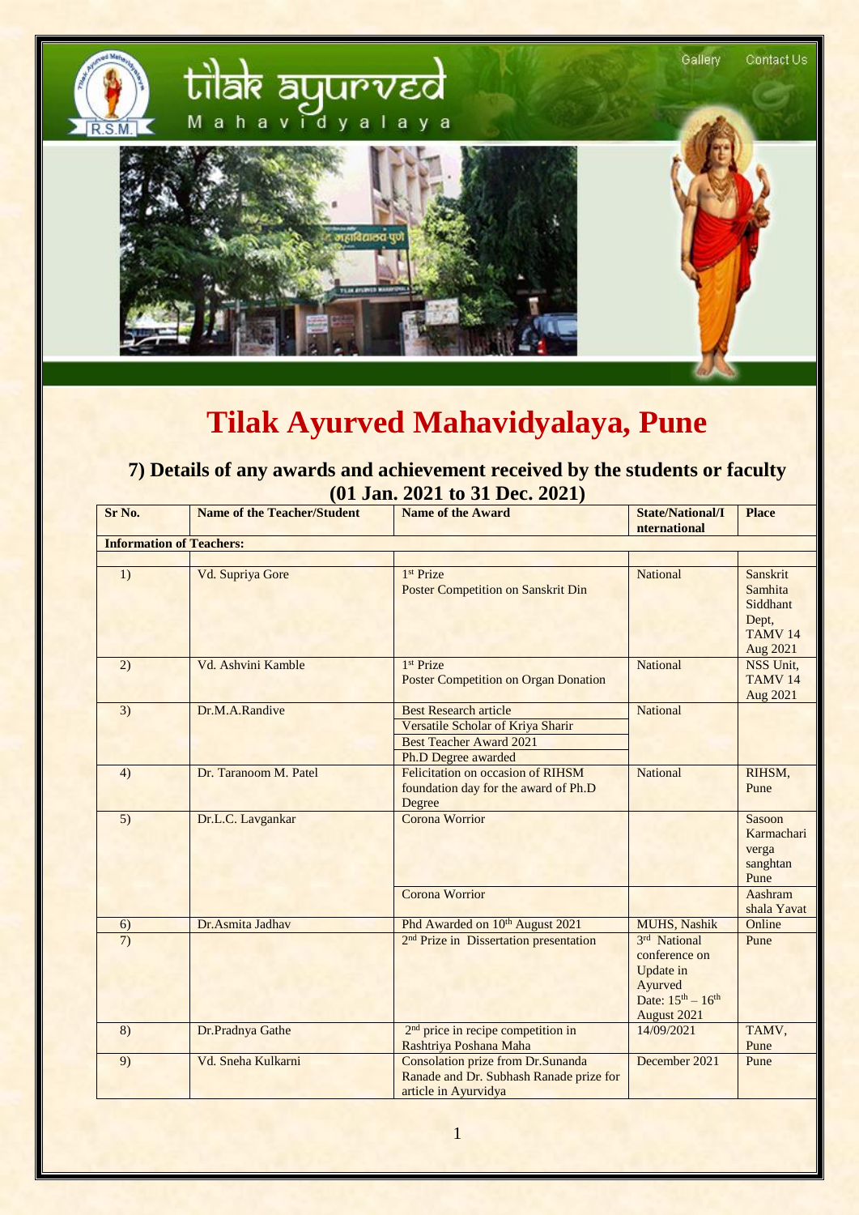# Tilak Ayurved Mahavidyalaya, Pune

## 7) Details of any awards and achievement received by the students or faculty (01 Jan. 2021 to 31 Dec. 2021)

| Sr No. | Name of the Teacher/Student | Name of the Award | State/National/International | Place |
|---|---|---|---|---|
| **Information of Teachers:** | | | | |
| 1) | Vd. Supriya Gore | 1st Prize<br>Poster Competition on Sanskrit Din | National | Sanskrit Samhita Siddhant Dept, TAMV 14 Aug 2021 |
| 2) | Vd. Ashvini Kamble | 1st Prize<br>Poster Competition on Organ Donation | National | NSS Unit, TAMV 14 Aug 2021 |
| 3) | Dr.M.A.Randive | Best Research article<br>Versatile Scholar of Kriya Sharir<br>Best Teacher Award 2021<br>Ph.D Degree awarded | National | |
| 4) | Dr. Taranoom M. Patel | Felicitation on occasion of RIHSM foundation day for the award of Ph.D Degree | National | RIHSM, Pune |
| 5) | Dr.L.C. Lavgankar | Corona Worrior | | Sasoon Karmachari verga sanghtan Pune |
| | | Corona Worrior | | Aashram shala Yavat |
| 6) | Dr.Asmita Jadhav | Phd Awarded on 10th August 2021 | MUHS, Nashik | Online |
| 7) | | 2nd Prize in Dissertation presentation | 3rd National conference on Update in Ayurved Date: 15th – 16th August 2021 | Pune |
| 8) | Dr.Pradnya Gathe | 2nd price in recipe competition in Rashtriya Poshana Maha | 14/09/2021 | TAMV, Pune |
| 9) | Vd. Sneha Kulkarni | Consolation prize from Dr.Sunanda Ranade and Dr. Subhash Ranade prize for article in Ayurvidya | December 2021 | Pune |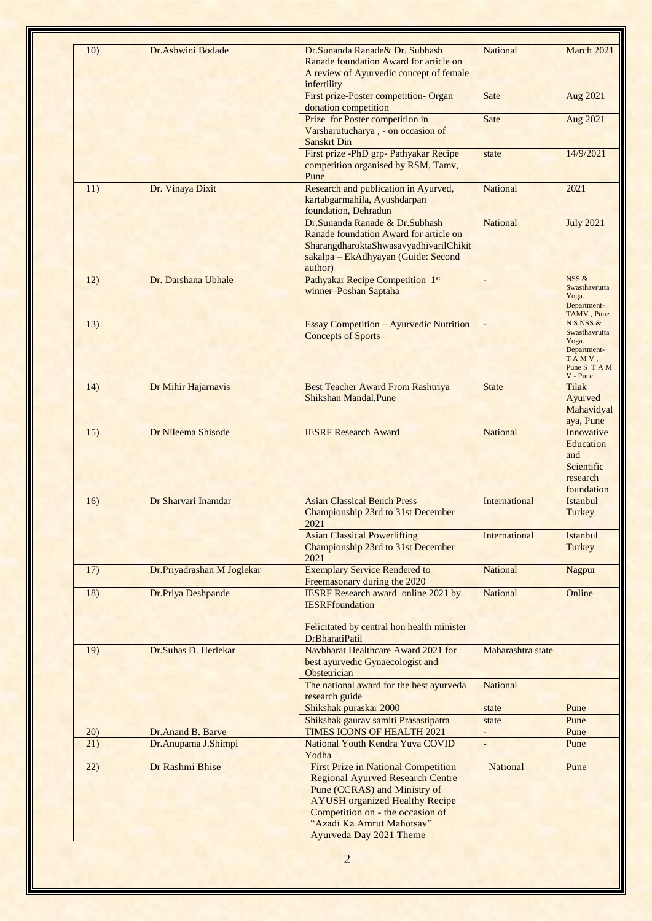| 10) | Dr.Ashwini Bodade | Dr.Sunanda Ranade& Dr. Subhash Ranade foundation Award for article on A review of Ayurvedic concept of female infertility | National | March 2021 |
|---|---|---|---|---|
| | | First prize-Poster competition- Organ donation competition | Sate | Aug 2021 |
| | | Prize for Poster competition in Varsharutucharya , - on occasion of Sanskrt Din | Sate | Aug 2021 |
| | | First prize -PhD grp- Pathyakar Recipe competition organised by RSM, Tamv, Pune | state | 14/9/2021 |
| 11) | Dr. Vinaya Dixit | Research and publication in Ayurved, kartabgarmahila, Ayushdarpan foundation, Dehradun | National | 2021 |
| | | Dr.Sunanda Ranade & Dr.Subhash Ranade foundation Award for article on SharangdharoktaShwasavyadhivarilChikitsakalpa – EkAdhyayan (Guide: Second author) | National | July 2021 |
| 12) | Dr. Darshana Ubhale | Pathyakar Recipe Competition 1st winner–Poshan Saptaha | - | NSS & Swasthavrutta Yoga. Department- TAMV , Pune |
| 13) | | Essay Competition – Ayurvedic Nutrition Concepts of Sports | - | N S NSS & Swasthavrutta Yoga. Department- T A M V , Pune S T A M V - Pune |
| 14) | Dr Mihir Hajarnavis | Best Teacher Award From Rashtriya Shikshan Mandal,Pune | State | Tilak Ayurved Mahavidyalaya, Pune |
| 15) | Dr Nileema Shisode | IESRF Research Award | National | Innovative Education and Scientific research foundation |
| 16) | Dr Sharvari Inamdar | Asian Classical Bench Press Championship 23rd to 31st December 2021 | International | Istanbul Turkey |
| | | Asian Classical Powerlifting Championship 23rd to 31st December 2021 | International | Istanbul Turkey |
| 17) | Dr.Priyadrashan M Joglekar | Exemplary Service Rendered to Freemasonary during the 2020 | National | Nagpur |
| 18) | Dr.Priya Deshpande | IESRF Research award online 2021 by IESRFfoundation<br><br>Felicitated by central hon health minister DrBharatiPatil | National | Online |
| 19) | Dr.Suhas D. Herlekar | Navbharat Healthcare Award 2021 for best ayurvedic Gynaecologist and Obstetrician | Maharashtra state | |
| | | The national award for the best ayurveda research guide | National | |
| | | Shikshak puraskar 2000 | state | Pune |
| | | Shikshak gaurav samiti Prasastipatra | state | Pune |
| 20) | Dr.Anand B. Barve | TIMES ICONS OF HEALTH 2021 | - | Pune |
| 21) | Dr.Anupama J.Shimpi | National Youth Kendra Yuva COVID Yodha | - | Pune |
| 22) | Dr Rashmi Bhise | First Prize in National Competition Regional Ayurved Research Centre Pune (CCRAS) and Ministry of AYUSH organized Healthy Recipe Competition on - the occasion of "Azadi Ka Amrut Mahotsav" Ayurveda Day 2021 Theme | National | Pune |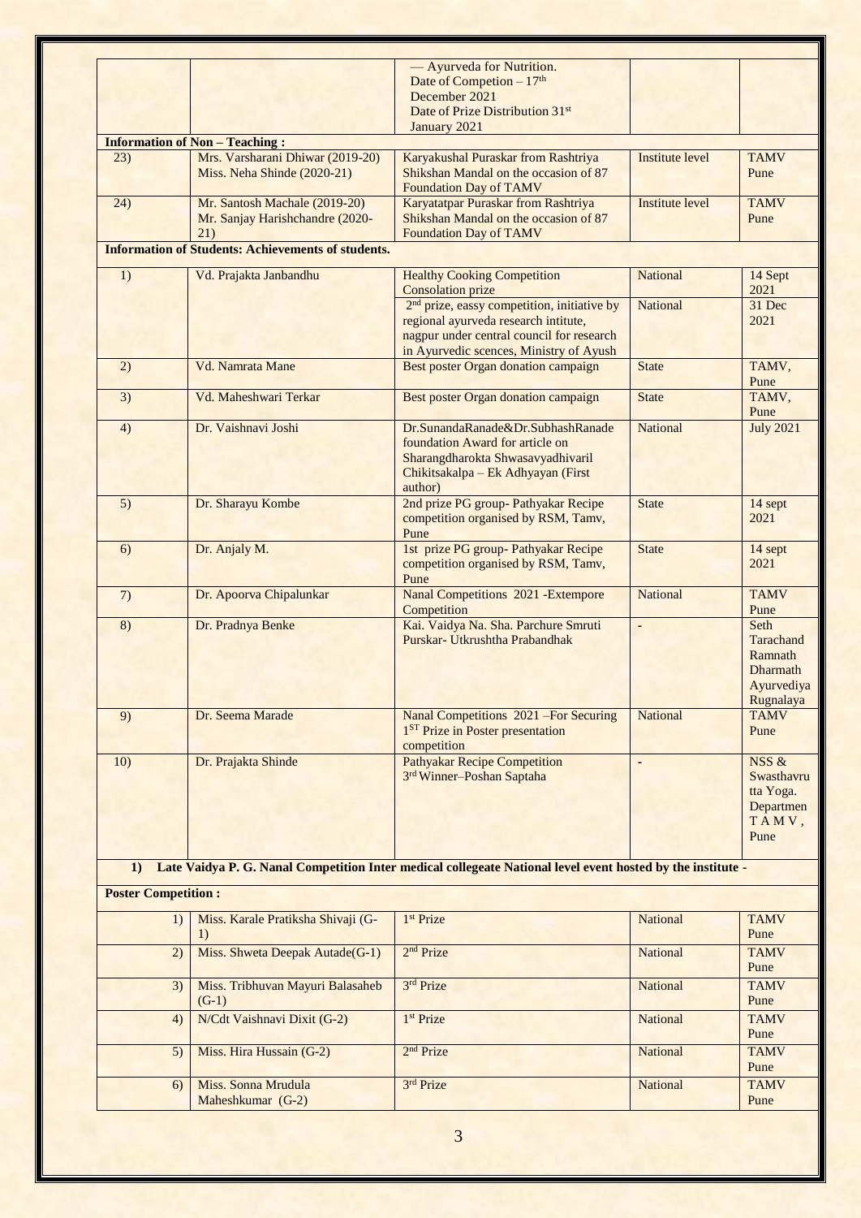| | | — Ayurveda for Nutrition. Date of Competion – 17th December 2021 Date of Prize Distribution 31st January 2021 | | |
|---|---|---|---|---|
| **Information of Non – Teaching :** | | | | |
| 23) | Mrs. Varsharani Dhiwar (2019-20) Miss. Neha Shinde (2020-21) | Karyakushal Puraskar from Rashtriya Shikshan Mandal on the occasion of 87 Foundation Day of TAMV | Institute level | TAMV Pune |
| 24) | Mr. Santosh Machale (2019-20) Mr. Sanjay Harishchandre (2020-21) | Karyatatpar Puraskar from Rashtriya Shikshan Mandal on the occasion of 87 Foundation Day of TAMV | Institute level | TAMV Pune |
| **Information of Students: Achievements of students.** | | | | |
| 1) | Vd. Prajakta Janbandhu | Healthy Cooking Competition Consolation prize | National | 14 Sept 2021 |
| | | 2nd prize, eassy competition, initiative by regional ayurveda research intitute, nagpur under central council for research in Ayurvedic scences, Ministry of Ayush | National | 31 Dec 2021 |
| 2) | Vd. Namrata Mane | Best poster Organ donation campaign | State | TAMV, Pune |
| 3) | Vd. Maheshwari Terkar | Best poster Organ donation campaign | State | TAMV, Pune |
| 4) | Dr. Vaishnavi Joshi | Dr.SunandaRanade&Dr.SubhashRanade foundation Award for article on Sharangdharokta Shwasavyadhivaril Chikitsakalpa – Ek Adhyayan (First author) | National | July 2021 |
| 5) | Dr. Sharayu Kombe | 2nd prize PG group- Pathyakar Recipe competition organised by RSM, Tamv, Pune | State | 14 sept 2021 |
| 6) | Dr. Anjaly M. | 1st prize PG group- Pathyakar Recipe competition organised by RSM, Tamv, Pune | State | 14 sept 2021 |
| 7) | Dr. Apoorva Chipalunkar | Nanal Competitions 2021 -Extempore Competition | National | TAMV Pune |
| 8) | Dr. Pradnya Benke | Kai. Vaidya Na. Sha. Parchure Smruti Purskar- Utkrushtha Prabandhak | - | Seth Tarachand Ramnath Dharmath Ayurvediya Rugnalaya |
| 9) | Dr. Seema Marade | Nanal Competitions 2021 –For Securing 1ST Prize in Poster presentation competition | National | TAMV Pune |
| 10) | Dr. Prajakta Shinde | Pathyakar Recipe Competition 3rd Winner–Poshan Saptaha | - | NSS & Swasthavrutta Yoga. Departmen T A M V, Pune |
| **1) Late Vaidya P. G. Nanal Competition Inter medical collegeate National level event hosted by the institute -** | | | | |
| **Poster Competition :** | | | | |
| 1) | Miss. Karale Pratiksha Shivaji (G-1) | 1st Prize | National | TAMV Pune |
| 2) | Miss. Shweta Deepak Autade(G-1) | 2nd Prize | National | TAMV Pune |
| 3) | Miss. Tribhuvan Mayuri Balasaheb (G-1) | 3rd Prize | National | TAMV Pune |
| 4) | N/Cdt Vaishnavi Dixit (G-2) | 1st Prize | National | TAMV Pune |
| 5) | Miss. Hira Hussain (G-2) | 2nd Prize | National | TAMV Pune |
| 6) | Miss. Sonna Mrudula Maheshkumar (G-2) | 3rd Prize | National | TAMV Pune |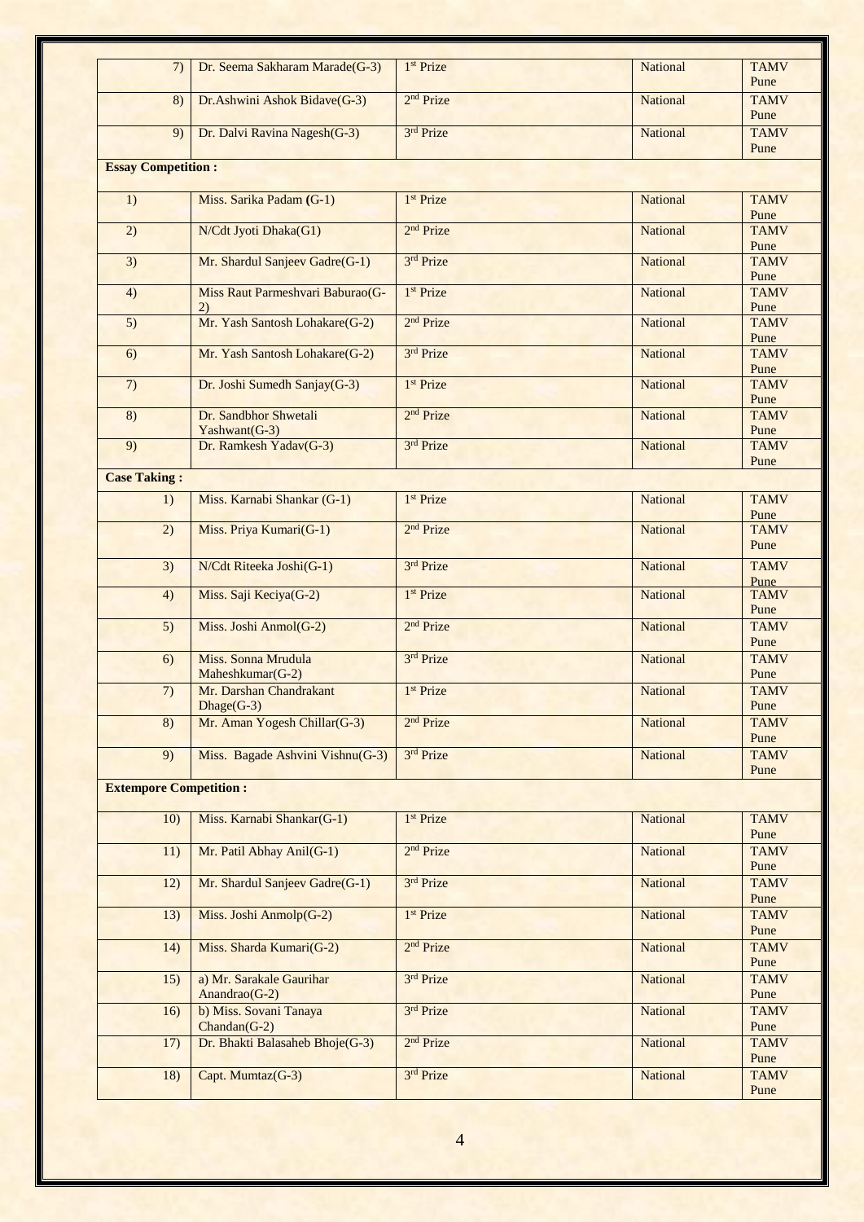| | | | | |
|---|---|---|---|---|
| 7) | Dr. Seema Sakharam Marade(G-3) | 1st Prize | National | TAMV Pune |
| 8) | Dr.Ashwini Ashok Bidave(G-3) | 2nd Prize | National | TAMV Pune |
| 9) | Dr. Dalvi Ravina Nagesh(G-3) | 3rd Prize | National | TAMV Pune |
| **Essay Competition :** | | | | |
| 1) | Miss. Sarika Padam (G-1) | 1st Prize | National | TAMV Pune |
| 2) | N/Cdt Jyoti Dhaka(G1) | 2nd Prize | National | TAMV Pune |
| 3) | Mr. Shardul Sanjeev Gadre(G-1) | 3rd Prize | National | TAMV Pune |
| 4) | Miss Raut Parmeshvari Baburao(G-2) | 1st Prize | National | TAMV Pune |
| 5) | Mr. Yash Santosh Lohakare(G-2) | 2nd Prize | National | TAMV Pune |
| 6) | Mr. Yash Santosh Lohakare(G-2) | 3rd Prize | National | TAMV Pune |
| 7) | Dr. Joshi Sumedh Sanjay(G-3) | 1st Prize | National | TAMV Pune |
| 8) | Dr. Sandbhor Shwetali Yashwant(G-3) | 2nd Prize | National | TAMV Pune |
| 9) | Dr. Ramkesh Yadav(G-3) | 3rd Prize | National | TAMV Pune |
| **Case Taking :** | | | | |
| 1) | Miss. Karnabi Shankar (G-1) | 1st Prize | National | TAMV Pune |
| 2) | Miss. Priya Kumari(G-1) | 2nd Prize | National | TAMV Pune |
| 3) | N/Cdt Riteeka Joshi(G-1) | 3rd Prize | National | TAMV Pune |
| 4) | Miss. Saji Keciya(G-2) | 1st Prize | National | TAMV Pune |
| 5) | Miss. Joshi Anmol(G-2) | 2nd Prize | National | TAMV Pune |
| 6) | Miss. Sonna Mrudula Maheshkumar(G-2) | 3rd Prize | National | TAMV Pune |
| 7) | Mr. Darshan Chandrakant Dhage(G-3) | 1st Prize | National | TAMV Pune |
| 8) | Mr. Aman Yogesh Chillar(G-3) | 2nd Prize | National | TAMV Pune |
| 9) | Miss. Bagade Ashvini Vishnu(G-3) | 3rd Prize | National | TAMV Pune |
| **Extempore Competition :** | | | | |
| 10) | Miss. Karnabi Shankar(G-1) | 1st Prize | National | TAMV Pune |
| 11) | Mr. Patil Abhay Anil(G-1) | 2nd Prize | National | TAMV Pune |
| 12) | Mr. Shardul Sanjeev Gadre(G-1) | 3rd Prize | National | TAMV Pune |
| 13) | Miss. Joshi Anmolp(G-2) | 1st Prize | National | TAMV Pune |
| 14) | Miss. Sharda Kumari(G-2) | 2nd Prize | National | TAMV Pune |
| 15) | a) Mr. Sarakale Gaurihar Anandrao(G-2) | 3rd Prize | National | TAMV Pune |
| 16) | b) Miss. Sovani Tanaya Chandan(G-2) | 3rd Prize | National | TAMV Pune |
| 17) | Dr. Bhakti Balasaheb Bhoje(G-3) | 2nd Prize | National | TAMV Pune |
| 18) | Capt. Mumtaz(G-3) | 3rd Prize | National | TAMV Pune |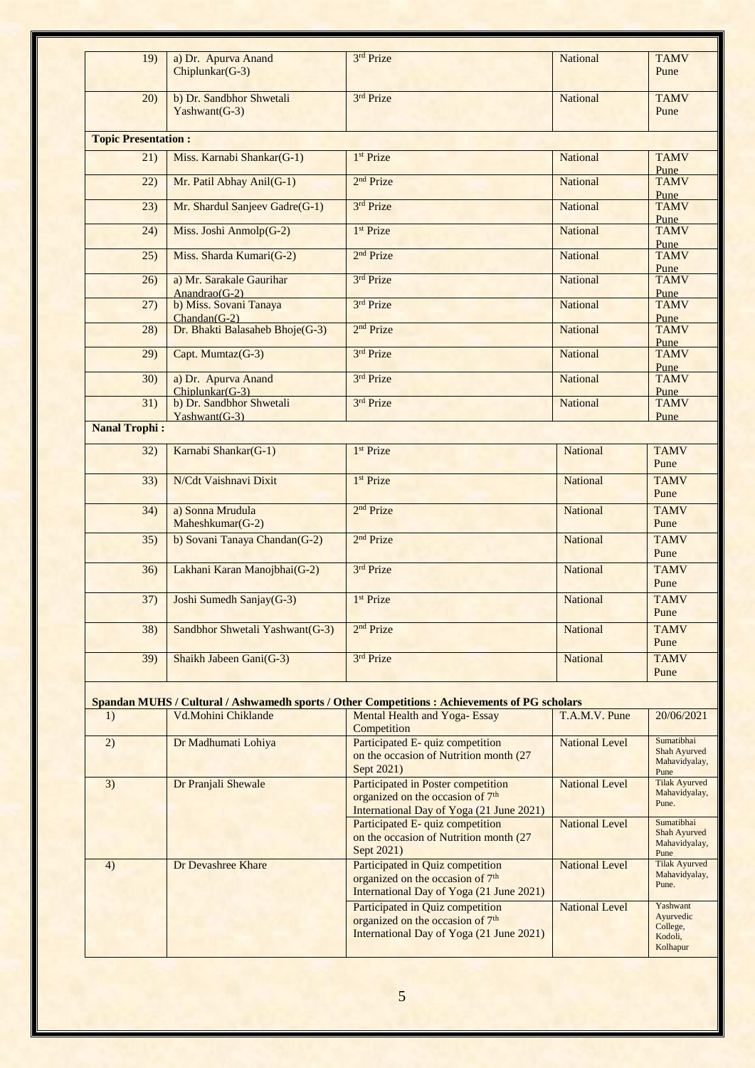| | | | | |
|---|---|---|---|---|
| 19) | a) Dr. Apurva Anand Chiplunkar(G-3) | 3rd Prize | National | TAMV Pune |
| 20) | b) Dr. Sandbhor Shwetali Yashwant(G-3) | 3rd Prize | National | TAMV Pune |
| **Topic Presentation :** | | | | |
| 21) | Miss. Karnabi Shankar(G-1) | 1st Prize | National | TAMV Pune |
| 22) | Mr. Patil Abhay Anil(G-1) | 2nd Prize | National | TAMV Pune |
| 23) | Mr. Shardul Sanjeev Gadre(G-1) | 3rd Prize | National | TAMV Pune |
| 24) | Miss. Joshi Anmolp(G-2) | 1st Prize | National | TAMV Pune |
| 25) | Miss. Sharda Kumari(G-2) | 2nd Prize | National | TAMV Pune |
| 26) | a) Mr. Sarakale Gaurihar Anandrao(G-2) | 3rd Prize | National | TAMV Pune |
| 27) | b) Miss. Sovani Tanaya Chandan(G-2) | 3rd Prize | National | TAMV Pune |
| 28) | Dr. Bhakti Balasaheb Bhoje(G-3) | 2nd Prize | National | TAMV Pune |
| 29) | Capt. Mumtaz(G-3) | 3rd Prize | National | TAMV Pune |
| 30) | a) Dr. Apurva Anand Chiplunkar(G-3) | 3rd Prize | National | TAMV Pune |
| 31) | b) Dr. Sandbhor Shwetali Yashwant(G-3) | 3rd Prize | National | TAMV Pune |
| **Nanal Trophi :** | | | | |
| 32) | Karnabi Shankar(G-1) | 1st Prize | National | TAMV Pune |
| 33) | N/Cdt Vaishnavi Dixit | 1st Prize | National | TAMV Pune |
| 34) | a) Sonna Mrudula Maheshkumar(G-2) | 2nd Prize | National | TAMV Pune |
| 35) | b) Sovani Tanaya Chandan(G-2) | 2nd Prize | National | TAMV Pune |
| 36) | Lakhani Karan Manojbhai(G-2) | 3rd Prize | National | TAMV Pune |
| 37) | Joshi Sumedh Sanjay(G-3) | 1st Prize | National | TAMV Pune |
| 38) | Sandbhor Shwetali Yashwant(G-3) | 2nd Prize | National | TAMV Pune |
| 39) | Shaikh Jabeen Gani(G-3) | 3rd Prize | National | TAMV Pune |

**Spandan MUHS / Cultural / Ashwamedh sports / Other Competitions : Achievements of PG scholars**

| | | | | |
|---|---|---|---|---|
| 1) | Vd.Mohini Chiklande | Mental Health and Yoga- Essay Competition | T.A.M.V. Pune | 20/06/2021 |
| 2) | Dr Madhumati Lohiya | Participated E- quiz competition on the occasion of Nutrition month (27 Sept 2021) | National Level | Sumatibhai Shah Ayurved Mahavidyalay, Pune |
| 3) | Dr Pranjali Shewale | Participated in Poster competition organized on the occasion of 7th International Day of Yoga (21 June 2021) | National Level | Tilak Ayurved Mahavidyalay, Pune. |
| | | Participated E- quiz competition on the occasion of Nutrition month (27 Sept 2021) | National Level | Sumatibhai Shah Ayurved Mahavidyalay, Pune |
| 4) | Dr Devashree Khare | Participated in Quiz competition organized on the occasion of 7th International Day of Yoga (21 June 2021) | National Level | Tilak Ayurved Mahavidyalay, Pune. |
| | | Participated in Quiz competition organized on the occasion of 7th International Day of Yoga (21 June 2021) | National Level | Yashwant Ayurvedic College, Kodoli, Kolhapur |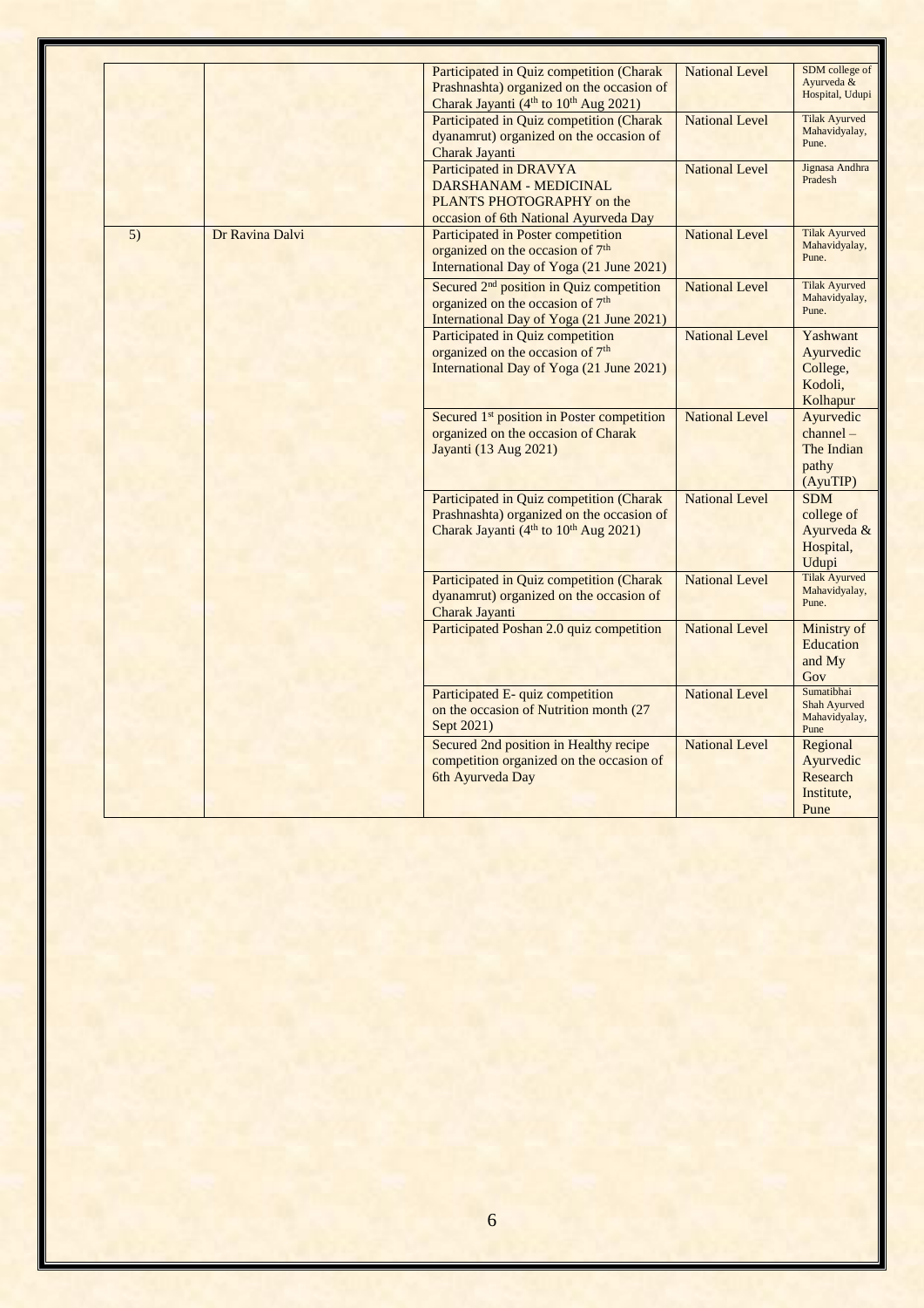| | | | | |
|---|---|---|---|---|
| | | Participated in Quiz competition (Charak Prashnashta) organized on the occasion of Charak Jayanti (4th to 10th Aug 2021) | National Level | SDM college of Ayurveda & Hospital, Udupi |
| | | Participated in Quiz competition (Charak dyanamrut) organized on the occasion of Charak Jayanti | National Level | Tilak Ayurved Mahavidyalay, Pune. |
| | | Participated in DRAVYA DARSHANAM - MEDICINAL PLANTS PHOTOGRAPHY on the occasion of 6th National Ayurveda Day | National Level | Jignasa Andhra Pradesh |
| 5) | Dr Ravina Dalvi | Participated in Poster competition organized on the occasion of 7th International Day of Yoga (21 June 2021) | National Level | Tilak Ayurved Mahavidyalay, Pune. |
| | | Secured 2nd position in Quiz competition organized on the occasion of 7th International Day of Yoga (21 June 2021) | National Level | Tilak Ayurved Mahavidyalay, Pune. |
| | | Participated in Quiz competition organized on the occasion of 7th International Day of Yoga (21 June 2021) | National Level | Yashwant Ayurvedic College, Kodoli, Kolhapur |
| | | Secured 1st position in Poster competition organized on the occasion of Charak Jayanti (13 Aug 2021) | National Level | Ayurvedic channel – The Indian pathy (AyuTIP) |
| | | Participated in Quiz competition (Charak Prashnashta) organized on the occasion of Charak Jayanti (4th to 10th Aug 2021) | National Level | SDM college of Ayurveda & Hospital, Udupi |
| | | Participated in Quiz competition (Charak dyanamrut) organized on the occasion of Charak Jayanti | National Level | Tilak Ayurved Mahavidyalay, Pune. |
| | | Participated Poshan 2.0 quiz competition | National Level | Ministry of Education and My Gov |
| | | Participated E- quiz competition on the occasion of Nutrition month (27 Sept 2021) | National Level | Sumatibhai Shah Ayurved Mahavidyalay, Pune |
| | | Secured 2nd position in Healthy recipe competition organized on the occasion of 6th Ayurveda Day | National Level | Regional Ayurvedic Research Institute, Pune |